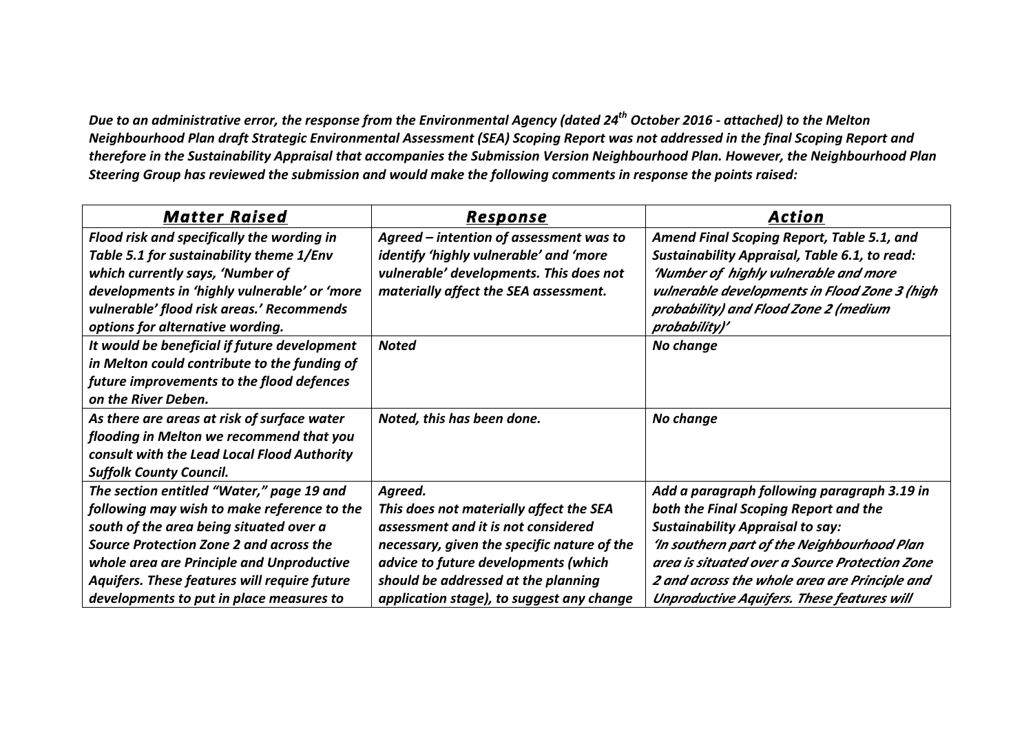***Due to an administrative error, the response from the Environmental Agency (dated 24th October 2016 - attached) to the Melton Neighbourhood Plan draft Strategic Environmental Assessment (SEA) Scoping Report was not addressed in the final Scoping Report and therefore in the Sustainability Appraisal that accompanies the Submission Version Neighbourhood Plan. However, the Neighbourhood Plan Steering Group has reviewed the submission and would make the following comments in response the points raised:***

| ***Matter Raised*** | ***Response*** | ***Action*** |
|---|---|---|
| ***Flood risk and specifically the wording in Table 5.1 for sustainability theme 1/Env which currently says, 'Number of developments in 'highly vulnerable' or 'more vulnerable' flood risk areas.' Recommends options for alternative wording.*** | ***Agreed – intention of assessment was to identify 'highly vulnerable' and 'more vulnerable' developments. This does not materially affect the SEA assessment.*** | ***Amend Final Scoping Report, Table 5.1, and Sustainability Appraisal, Table 6.1, to read: 'Number of highly vulnerable and more vulnerable developments in Flood Zone 3 (high probability) and Flood Zone 2 (medium probability)'*** |
| ***It would be beneficial if future development in Melton could contribute to the funding of future improvements to the flood defences on the River Deben.*** | ***Noted*** | ***No change*** |
| ***As there are areas at risk of surface water flooding in Melton we recommend that you consult with the Lead Local Flood Authority Suffolk County Council.*** | ***Noted, this has been done.*** | ***No change*** |
| ***The section entitled "Water," page 19 and following may wish to make reference to the south of the area being situated over a Source Protection Zone 2 and across the whole area are Principle and Unproductive Aquifers. These features will require future developments to put in place measures to*** | ***Agreed. This does not materially affect the SEA assessment and it is not considered necessary, given the specific nature of the advice to future developments (which should be addressed at the planning application stage), to suggest any change*** | ***Add a paragraph following paragraph 3.19 in both the Final Scoping Report and the Sustainability Appraisal to say: 'In southern part of the Neighbourhood Plan area is situated over a Source Protection Zone 2 and across the whole area are Principle and Unproductive Aquifers. These features will*** |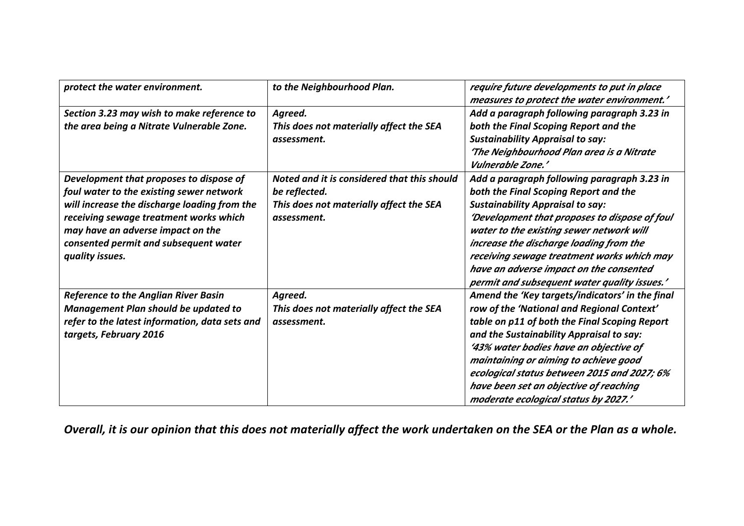| | | |
|---|---|---|
| ***protect the water environment.*** | ***to the Neighbourhood Plan.*** | ***require future developments to put in place measures to protect the water environment.'*** |
| ***Section 3.23 may wish to make reference to the area being a Nitrate Vulnerable Zone.*** | ***Agreed.*** ***This does not materially affect the SEA assessment.*** | ***Add a paragraph following paragraph 3.23 in both the Final Scoping Report and the Sustainability Appraisal to say:*** ***'The Neighbourhood Plan area is a Nitrate Vulnerable Zone.'*** |
| ***Development that proposes to dispose of foul water to the existing sewer network will increase the discharge loading from the receiving sewage treatment works which may have an adverse impact on the consented permit and subsequent water quality issues.*** | ***Noted and it is considered that this should be reflected.*** ***This does not materially affect the SEA assessment.*** | ***Add a paragraph following paragraph 3.23 in both the Final Scoping Report and the Sustainability Appraisal to say:*** ***'Development that proposes to dispose of foul water to the existing sewer network will increase the discharge loading from the receiving sewage treatment works which may have an adverse impact on the consented permit and subsequent water quality issues.'*** |
| ***Reference to the Anglian River Basin Management Plan should be updated to refer to the latest information, data sets and targets, February 2016*** | ***Agreed.*** ***This does not materially affect the SEA assessment.*** | ***Amend the 'Key targets/indicators' in the final row of the 'National and Regional Context' table on p11 of both the Final Scoping Report and the Sustainability Appraisal to say:*** ***'43% water bodies have an objective of maintaining or aiming to achieve good ecological status between 2015 and 2027; 6% have been set an objective of reaching moderate ecological status by 2027.'*** |

***Overall, it is our opinion that this does not materially affect the work undertaken on the SEA or the Plan as a whole.***